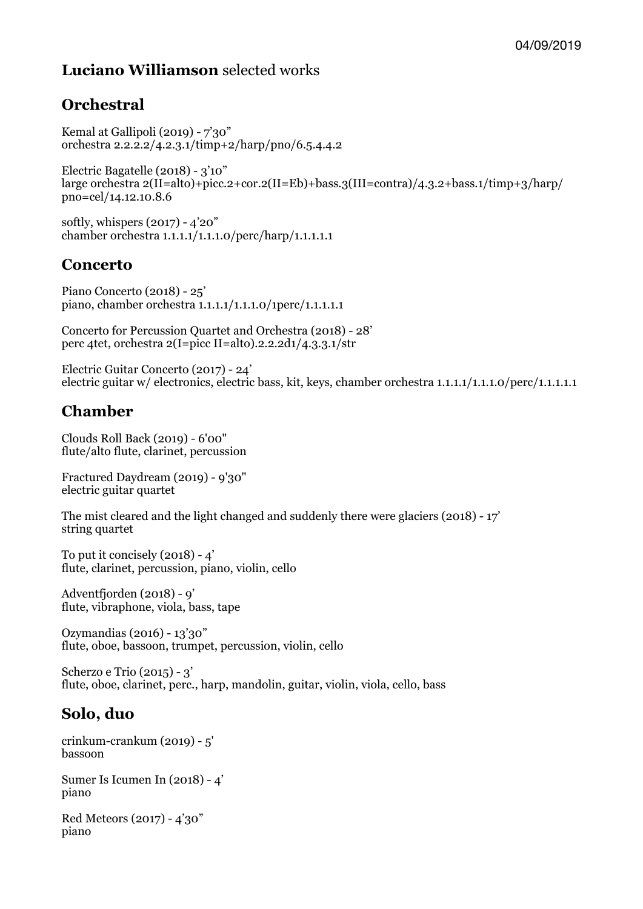04/09/2019

# **Luciano Williamson** selected works

## Orchestral

Kemal at Gallipoli (2019) - 7'30"
orchestra 2.2.2.2/4.2.3.1/timp+2/harp/pno/6.5.4.4.2

Electric Bagatelle (2018) - 3'10"
large orchestra 2(II=alto)+picc.2+cor.2(II=Eb)+bass.3(III=contra)/4.3.2+bass.1/timp+3/harp/pno=cel/14.12.10.8.6

softly, whispers (2017) - 4'20"
chamber orchestra 1.1.1.1/1.1.1.0/perc/harp/1.1.1.1.1

## Concerto

Piano Concerto (2018) - 25'
piano, chamber orchestra 1.1.1.1/1.1.1.0/1perc/1.1.1.1.1

Concerto for Percussion Quartet and Orchestra (2018) - 28'
perc 4tet, orchestra 2(I=picc II=alto).2.2.2d1/4.3.3.1/str

Electric Guitar Concerto (2017) - 24'
electric guitar w/ electronics, electric bass, kit, keys, chamber orchestra 1.1.1.1/1.1.1.0/perc/1.1.1.1.1

## Chamber

Clouds Roll Back (2019) - 6'00"
flute/alto flute, clarinet, percussion

Fractured Daydream (2019) - 9'30"
electric guitar quartet

The mist cleared and the light changed and suddenly there were glaciers (2018) - 17'
string quartet

To put it concisely (2018) - 4'
flute, clarinet, percussion, piano, violin, cello

Adventfjorden (2018) - 9'
flute, vibraphone, viola, bass, tape

Ozymandias (2016) - 13'30"
flute, oboe, bassoon, trumpet, percussion, violin, cello

Scherzo e Trio (2015) - 3'
flute, oboe, clarinet, perc., harp, mandolin, guitar, violin, viola, cello, bass

## Solo, duo

crinkum-crankum (2019) - 5'
bassoon

Sumer Is Icumen In (2018) - 4'
piano

Red Meteors (2017) - 4'30"
piano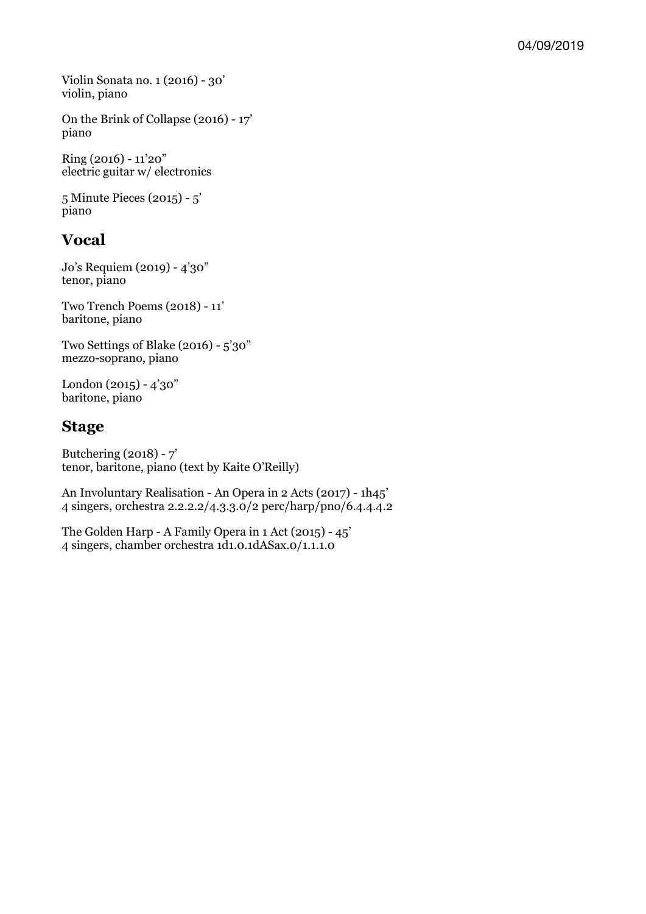Violin Sonata no. 1 (2016) - 30’
violin, piano

On the Brink of Collapse (2016) - 17’
piano

Ring (2016) - 11’20”
electric guitar w/ electronics

5 Minute Pieces (2015) - 5’
piano

## Vocal

Jo’s Requiem (2019) - 4’30”
tenor, piano

Two Trench Poems (2018) - 11’
baritone, piano

Two Settings of Blake (2016) - 5’30”
mezzo-soprano, piano

London (2015) - 4’30”
baritone, piano

## Stage

Butchering (2018) - 7’
tenor, baritone, piano (text by Kaite O’Reilly)

An Involuntary Realisation - An Opera in 2 Acts (2017) - 1h45’
4 singers, orchestra 2.2.2.2/4.3.3.0/2 perc/harp/pno/6.4.4.4.2

The Golden Harp - A Family Opera in 1 Act (2015) - 45’
4 singers, chamber orchestra 1d1.0.1dASax.0/1.1.1.0